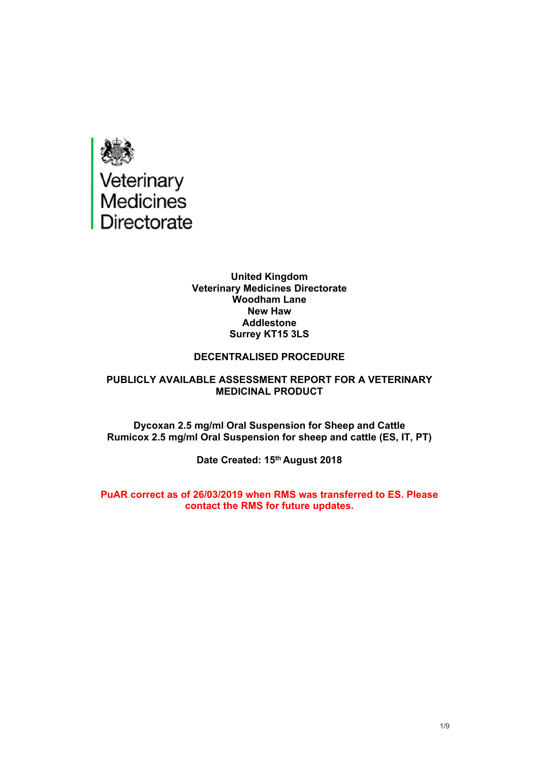Veterinary Medicines Directorate

**United Kingdom**
**Veterinary Medicines Directorate**
**Woodham Lane**
**New Haw**
**Addlestone**
**Surrey KT15 3LS**

**DECENTRALISED PROCEDURE**

**PUBLICLY AVAILABLE ASSESSMENT REPORT FOR A VETERINARY MEDICINAL PRODUCT**

**Dycoxan 2.5 mg/ml Oral Suspension for Sheep and Cattle**
**Rumicox 2.5 mg/ml Oral Suspension for sheep and cattle (ES, IT, PT)**

**Date Created: 15th August 2018**

**PuAR correct as of 26/03/2019 when RMS was transferred to ES. Please contact the RMS for future updates.**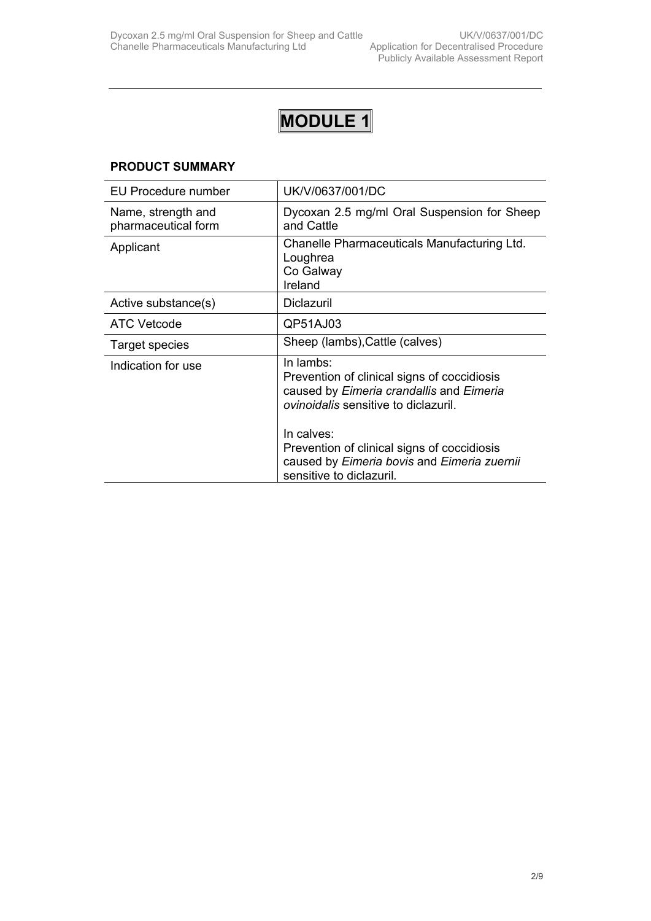# MODULE 1

## PRODUCT SUMMARY

| EU Procedure number | UK/V/0637/001/DC |
|---|---|
| Name, strength and pharmaceutical form | Dycoxan 2.5 mg/ml Oral Suspension for Sheep and Cattle |
| Applicant | Chanelle Pharmaceuticals Manufacturing Ltd.<br>Loughrea<br>Co Galway<br>Ireland |
| Active substance(s) | Diclazuril |
| ATC Vetcode | QP51AJ03 |
| Target species | Sheep (lambs),Cattle (calves) |
| Indication for use | In lambs:<br>Prevention of clinical signs of coccidiosis caused by *Eimeria crandallis* and *Eimeria ovinoidalis* sensitive to diclazuril.<br><br>In calves:<br>Prevention of clinical signs of coccidiosis caused by *Eimeria bovis* and *Eimeria zuernii* sensitive to diclazuril. |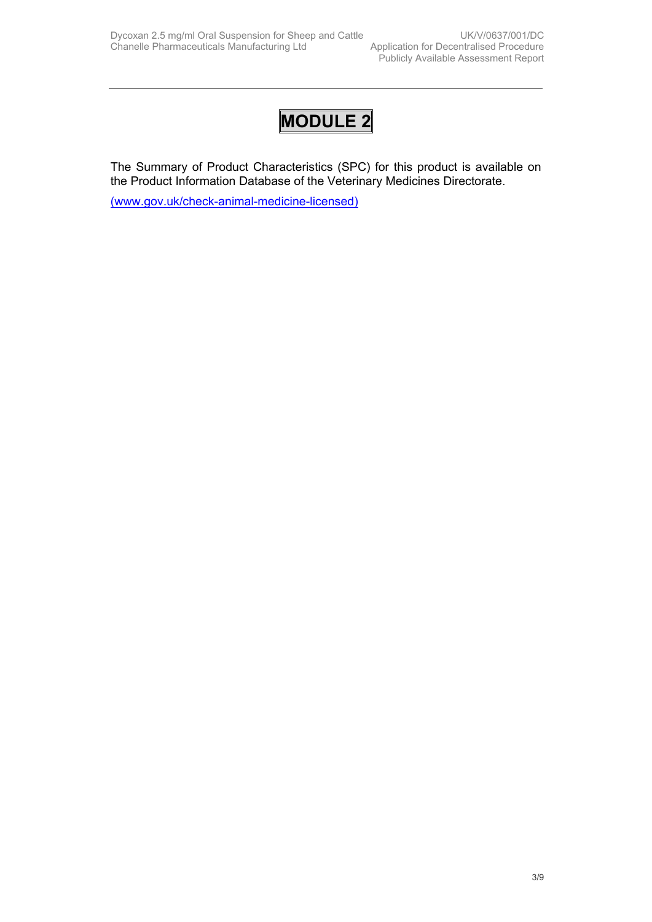# MODULE 2

The Summary of Product Characteristics (SPC) for this product is available on the Product Information Database of the Veterinary Medicines Directorate.

(www.gov.uk/check-animal-medicine-licensed)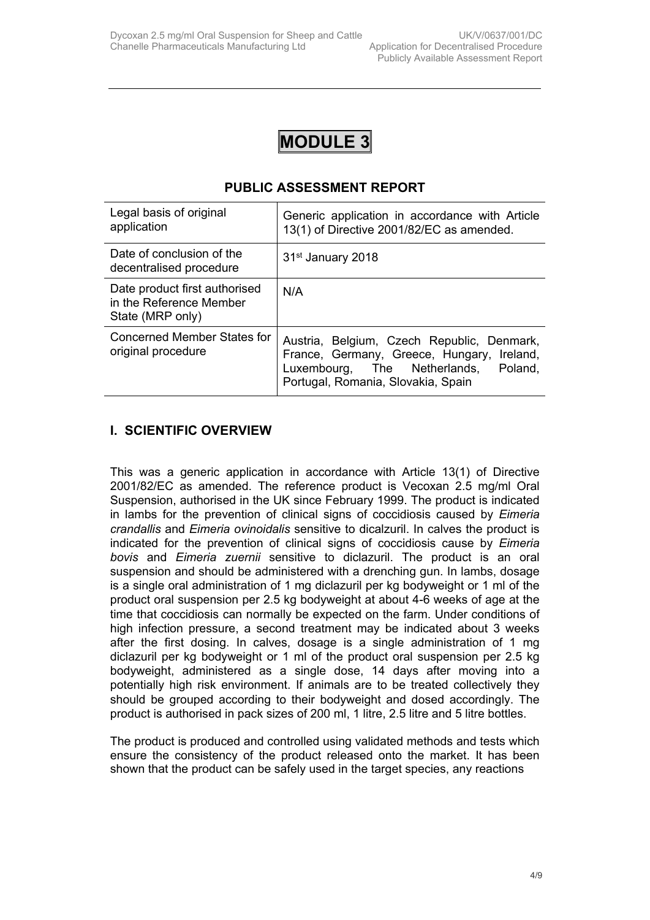# MODULE 3

## PUBLIC ASSESSMENT REPORT

| Legal basis of original application | Generic application in accordance with Article 13(1) of Directive 2001/82/EC as amended. |
|---|---|
| Date of conclusion of the decentralised procedure | 31st January 2018 |
| Date product first authorised in the Reference Member State (MRP only) | N/A |
| Concerned Member States for original procedure | Austria, Belgium, Czech Republic, Denmark, France, Germany, Greece, Hungary, Ireland, Luxembourg, The Netherlands, Poland, Portugal, Romania, Slovakia, Spain |

## I. SCIENTIFIC OVERVIEW

This was a generic application in accordance with Article 13(1) of Directive 2001/82/EC as amended. The reference product is Vecoxan 2.5 mg/ml Oral Suspension, authorised in the UK since February 1999. The product is indicated in lambs for the prevention of clinical signs of coccidiosis caused by *Eimeria crandallis* and *Eimeria ovinoidalis* sensitive to dicalzuril. In calves the product is indicated for the prevention of clinical signs of coccidiosis cause by *Eimeria bovis* and *Eimeria zuernii* sensitive to diclazuril. The product is an oral suspension and should be administered with a drenching gun. In lambs, dosage is a single oral administration of 1 mg diclazuril per kg bodyweight or 1 ml of the product oral suspension per 2.5 kg bodyweight at about 4-6 weeks of age at the time that coccidiosis can normally be expected on the farm. Under conditions of high infection pressure, a second treatment may be indicated about 3 weeks after the first dosing. In calves, dosage is a single administration of 1 mg diclazuril per kg bodyweight or 1 ml of the product oral suspension per 2.5 kg bodyweight, administered as a single dose, 14 days after moving into a potentially high risk environment. If animals are to be treated collectively they should be grouped according to their bodyweight and dosed accordingly. The product is authorised in pack sizes of 200 ml, 1 litre, 2.5 litre and 5 litre bottles.

The product is produced and controlled using validated methods and tests which ensure the consistency of the product released onto the market. It has been shown that the product can be safely used in the target species, any reactions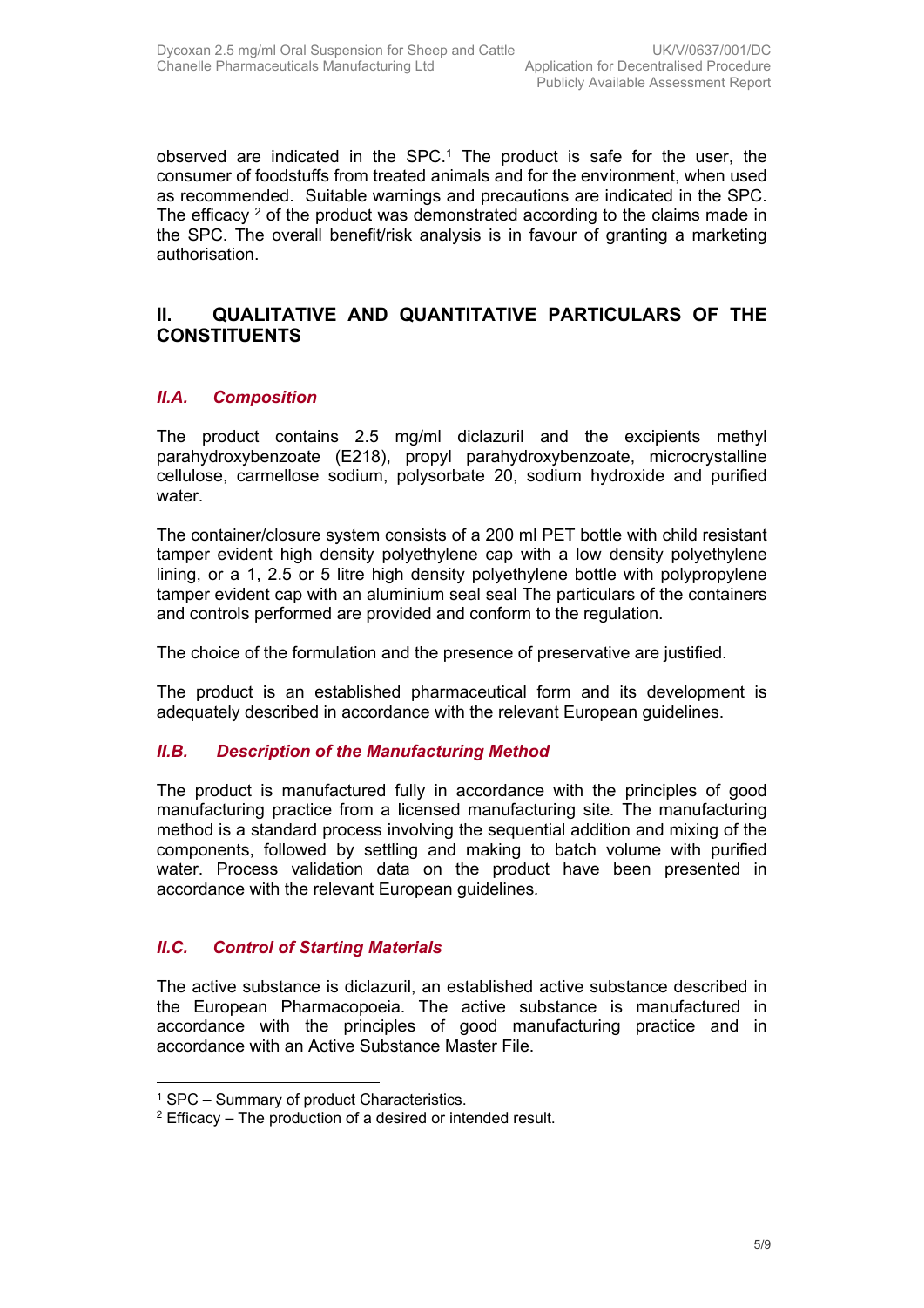observed are indicated in the SPC.[1] The product is safe for the user, the consumer of foodstuffs from treated animals and for the environment, when used as recommended. Suitable warnings and precautions are indicated in the SPC. The efficacy [2] of the product was demonstrated according to the claims made in the SPC. The overall benefit/risk analysis is in favour of granting a marketing authorisation.

## II. QUALITATIVE AND QUANTITATIVE PARTICULARS OF THE CONSTITUENTS

### *II.A. Composition*

The product contains 2.5 mg/ml diclazuril and the excipients methyl parahydroxybenzoate (E218), propyl parahydroxybenzoate, microcrystalline cellulose, carmellose sodium, polysorbate 20, sodium hydroxide and purified water.

The container/closure system consists of a 200 ml PET bottle with child resistant tamper evident high density polyethylene cap with a low density polyethylene lining, or a 1, 2.5 or 5 litre high density polyethylene bottle with polypropylene tamper evident cap with an aluminium seal seal The particulars of the containers and controls performed are provided and conform to the regulation.

The choice of the formulation and the presence of preservative are justified.

The product is an established pharmaceutical form and its development is adequately described in accordance with the relevant European guidelines.

### *II.B. Description of the Manufacturing Method*

The product is manufactured fully in accordance with the principles of good manufacturing practice from a licensed manufacturing site. The manufacturing method is a standard process involving the sequential addition and mixing of the components, followed by settling and making to batch volume with purified water. Process validation data on the product have been presented in accordance with the relevant European guidelines.

### *II.C. Control of Starting Materials*

The active substance is diclazuril, an established active substance described in the European Pharmacopoeia. The active substance is manufactured in accordance with the principles of good manufacturing practice and in accordance with an Active Substance Master File.

---

[1] SPC – Summary of product Characteristics.

[2] Efficacy – The production of a desired or intended result.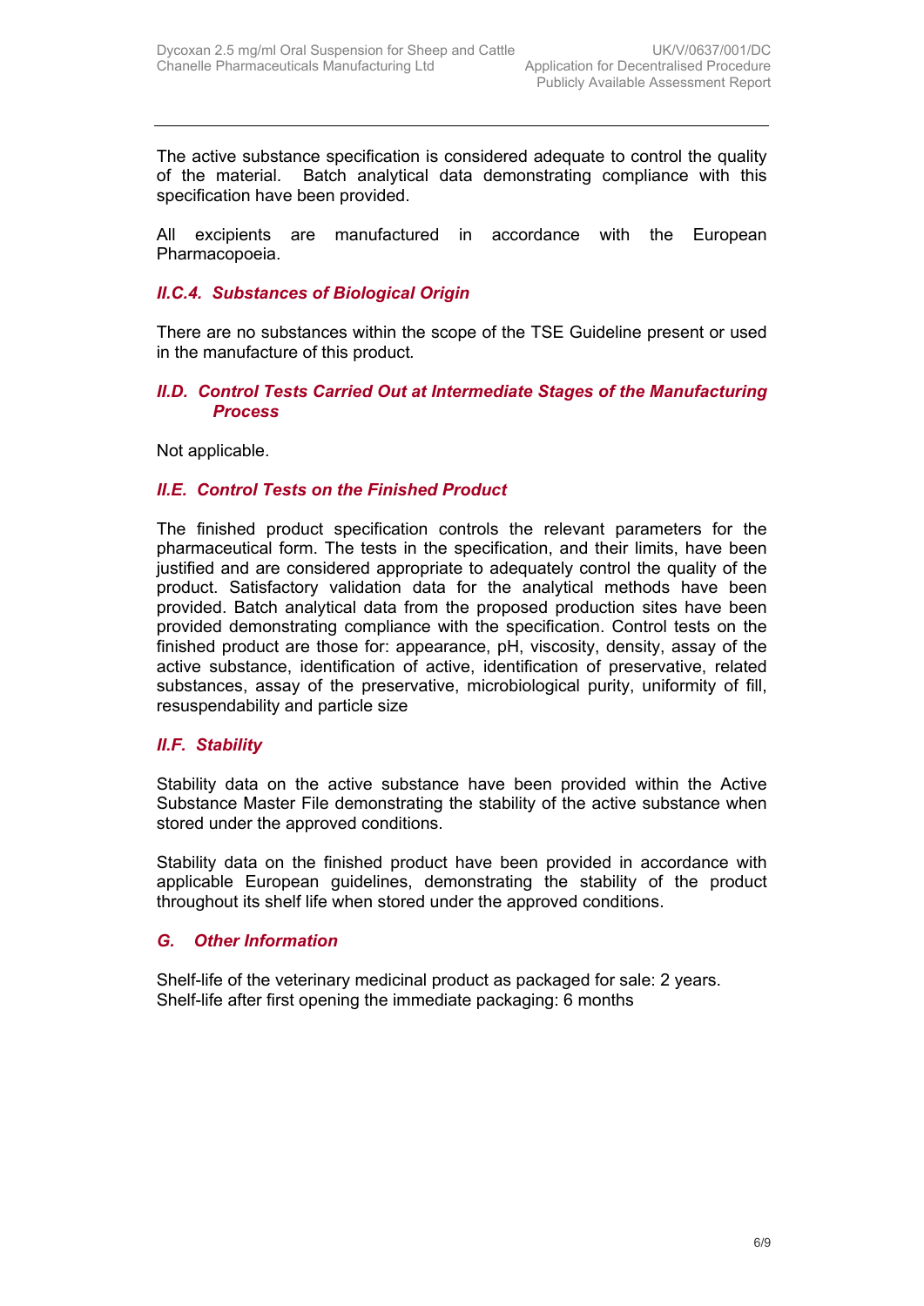The active substance specification is considered adequate to control the quality of the material. Batch analytical data demonstrating compliance with this specification have been provided.

All excipients are manufactured in accordance with the European Pharmacopoeia.

### *II.C.4. Substances of Biological Origin*

There are no substances within the scope of the TSE Guideline present or used in the manufacture of this product.

## *II.D. Control Tests Carried Out at Intermediate Stages of the Manufacturing Process*

Not applicable.

## *II.E. Control Tests on the Finished Product*

The finished product specification controls the relevant parameters for the pharmaceutical form. The tests in the specification, and their limits, have been justified and are considered appropriate to adequately control the quality of the product. Satisfactory validation data for the analytical methods have been provided. Batch analytical data from the proposed production sites have been provided demonstrating compliance with the specification. Control tests on the finished product are those for: appearance, pH, viscosity, density, assay of the active substance, identification of active, identification of preservative, related substances, assay of the preservative, microbiological purity, uniformity of fill, resuspendability and particle size

## *II.F. Stability*

Stability data on the active substance have been provided within the Active Substance Master File demonstrating the stability of the active substance when stored under the approved conditions.

Stability data on the finished product have been provided in accordance with applicable European guidelines, demonstrating the stability of the product throughout its shelf life when stored under the approved conditions.

## *G. Other Information*

Shelf-life of the veterinary medicinal product as packaged for sale: 2 years.
Shelf-life after first opening the immediate packaging: 6 months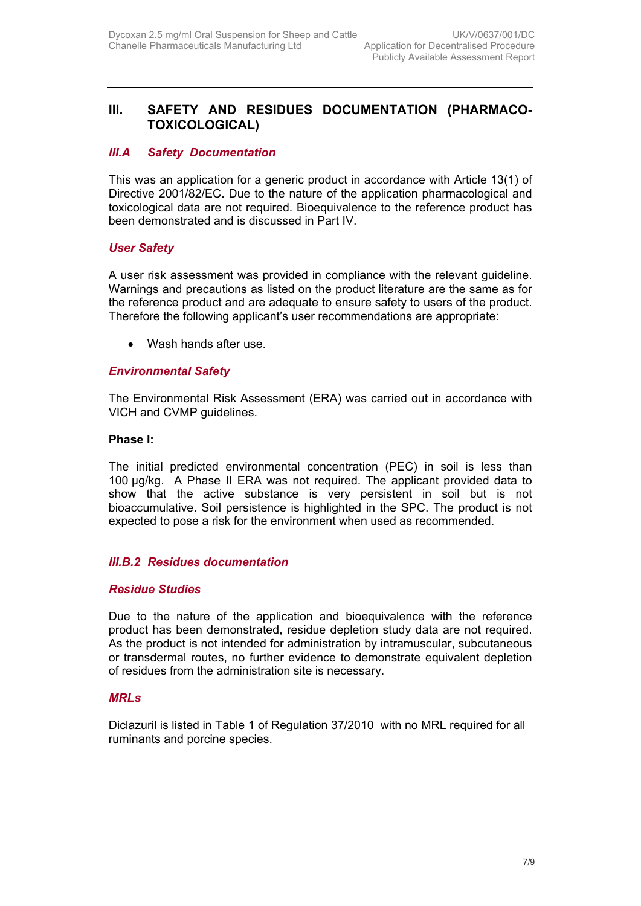## III. SAFETY AND RESIDUES DOCUMENTATION (PHARMACO-TOXICOLOGICAL)

### *III.A Safety Documentation*

This was an application for a generic product in accordance with Article 13(1) of Directive 2001/82/EC. Due to the nature of the application pharmacological and toxicological data are not required. Bioequivalence to the reference product has been demonstrated and is discussed in Part IV.

### *User Safety*

A user risk assessment was provided in compliance with the relevant guideline. Warnings and precautions as listed on the product literature are the same as for the reference product and are adequate to ensure safety to users of the product. Therefore the following applicant's user recommendations are appropriate:

- Wash hands after use.

### *Environmental Safety*

The Environmental Risk Assessment (ERA) was carried out in accordance with VICH and CVMP guidelines.

**Phase I:**

The initial predicted environmental concentration (PEC) in soil is less than 100 µg/kg. A Phase II ERA was not required. The applicant provided data to show that the active substance is very persistent in soil but is not bioaccumulative. Soil persistence is highlighted in the SPC. The product is not expected to pose a risk for the environment when used as recommended.

### *III.B.2 Residues documentation*

### *Residue Studies*

Due to the nature of the application and bioequivalence with the reference product has been demonstrated, residue depletion study data are not required. As the product is not intended for administration by intramuscular, subcutaneous or transdermal routes, no further evidence to demonstrate equivalent depletion of residues from the administration site is necessary.

### *MRLs*

Diclazuril is listed in Table 1 of Regulation 37/2010 with no MRL required for all ruminants and porcine species.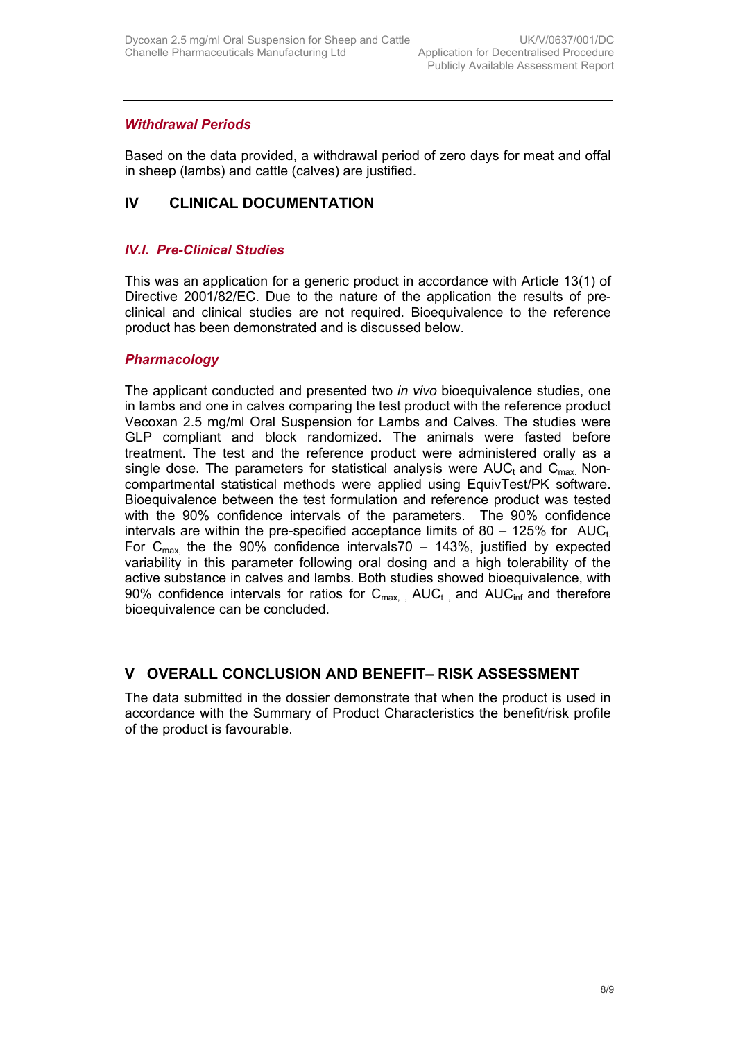*Withdrawal Periods*

Based on the data provided, a withdrawal period of zero days for meat and offal in sheep (lambs) and cattle (calves) are justified.

## IV CLINICAL DOCUMENTATION

### *IV.I. Pre-Clinical Studies*

This was an application for a generic product in accordance with Article 13(1) of Directive 2001/82/EC. Due to the nature of the application the results of pre-clinical and clinical studies are not required. Bioequivalence to the reference product has been demonstrated and is discussed below.

*Pharmacology*

The applicant conducted and presented two *in vivo* bioequivalence studies, one in lambs and one in calves comparing the test product with the reference product Vecoxan 2.5 mg/ml Oral Suspension for Lambs and Calves. The studies were GLP compliant and block randomized. The animals were fasted before treatment. The test and the reference product were administered orally as a single dose. The parameters for statistical analysis were $AUC_t$ and $C_{max.}$ Non-compartmental statistical methods were applied using EquivTest/PK software. Bioequivalence between the test formulation and reference product was tested with the 90% confidence intervals of the parameters. The 90% confidence intervals are within the pre-specified acceptance limits of 80 – 125% for $AUC_{t.}$ For $C_{max,}$ the the 90% confidence intervals70 – 143%, justified by expected variability in this parameter following oral dosing and a high tolerability of the active substance in calves and lambs. Both studies showed bioequivalence, with 90% confidence intervals for ratios for $C_{max,}$ , $AUC_t$ , and $AUC_{inf}$ and therefore bioequivalence can be concluded.

## V OVERALL CONCLUSION AND BENEFIT– RISK ASSESSMENT

The data submitted in the dossier demonstrate that when the product is used in accordance with the Summary of Product Characteristics the benefit/risk profile of the product is favourable.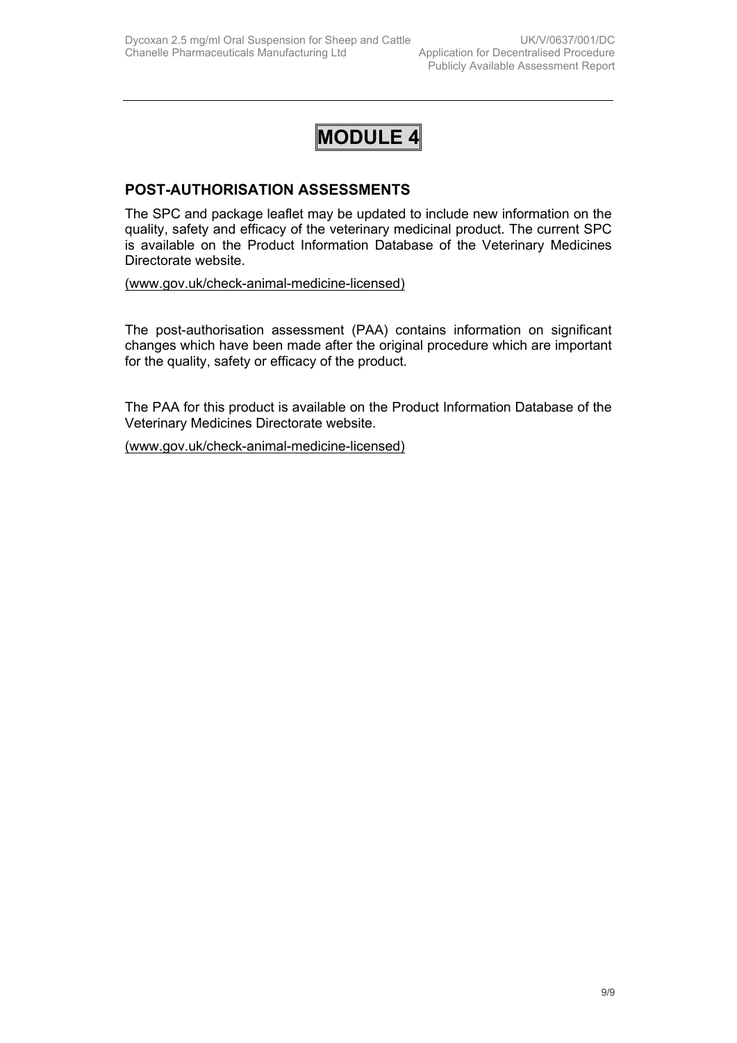# MODULE 4

## POST-AUTHORISATION ASSESSMENTS

The SPC and package leaflet may be updated to include new information on the quality, safety and efficacy of the veterinary medicinal product. The current SPC is available on the Product Information Database of the Veterinary Medicines Directorate website.

(www.gov.uk/check-animal-medicine-licensed)

The post-authorisation assessment (PAA) contains information on significant changes which have been made after the original procedure which are important for the quality, safety or efficacy of the product.

The PAA for this product is available on the Product Information Database of the Veterinary Medicines Directorate website.

(www.gov.uk/check-animal-medicine-licensed)